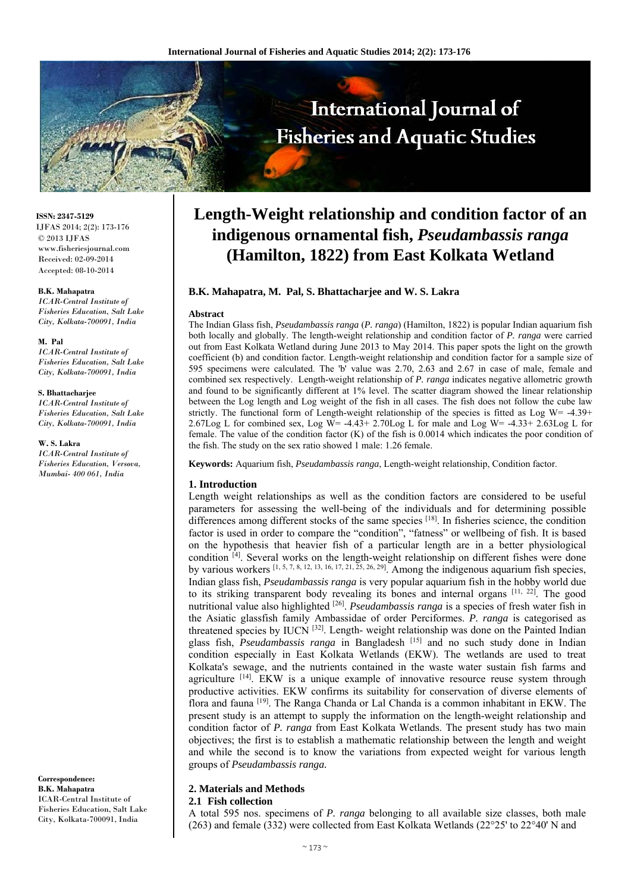# Length-Weight relationship and condition factor of an indigenous ornamental fish, *Pseudambassis ranga* (Hamilton, 1822) from East Kolkata Wetland

**ISSN: 2347-5129**
IJFAS 2014; 2(2): 173-176
© 2013 IJFAS
www.fisheriesjournal.com
Received: 02-09-2014
Accepted: 08-10-2014

**B.K. Mahapatra**
*ICAR-Central Institute of Fisheries Education, Salt Lake City, Kolkata-700091, India*

**M. Pal**
*ICAR-Central Institute of Fisheries Education, Salt Lake City, Kolkata-700091, India*

**S. Bhattacharjee**
*ICAR-Central Institute of Fisheries Education, Salt Lake City, Kolkata-700091, India*

**W. S. Lakra**
*ICAR-Central Institute of Fisheries Education, Versova, Mumbai- 400 061, India*

**Correspondence:**
**B.K. Mahapatra**
ICAR-Central Institute of Fisheries Education, Salt Lake City, Kolkata-700091, India

**B.K. Mahapatra, M. Pal, S. Bhattacharjee and W. S. Lakra**

**Abstract**

The Indian Glass fish, *Pseudambassis ranga* (*P. ranga*) (Hamilton, 1822) is popular Indian aquarium fish both locally and globally. The length-weight relationship and condition factor of *P. ranga* were carried out from East Kolkata Wetland during June 2013 to May 2014. This paper spots the light on the growth coefficient (b) and condition factor. Length-weight relationship and condition factor for a sample size of 595 specimens were calculated. The 'b' value was 2.70, 2.63 and 2.67 in case of male, female and combined sex respectively. Length-weight relationship of *P. ranga* indicates negative allometric growth and found to be significantly different at 1% level. The scatter diagram showed the linear relationship between the Log length and Log weight of the fish in all cases. The fish does not follow the cube law strictly. The functional form of Length-weight relationship of the species is fitted as Log W= -4.39+ 2.67Log L for combined sex, Log W= -4.43+ 2.70Log L for male and Log W= -4.33+ 2.63Log L for female. The value of the condition factor (K) of the fish is 0.0014 which indicates the poor condition of the fish. The study on the sex ratio showed 1 male: 1.26 female.

**Keywords:** Aquarium fish, *Pseudambassis ranga*, Length-weight relationship, Condition factor.

## 1. Introduction

Length weight relationships as well as the condition factors are considered to be useful parameters for assessing the well-being of the individuals and for determining possible differences among different stocks of the same species [18]. In fisheries science, the condition factor is used in order to compare the "condition", "fatness" or wellbeing of fish. It is based on the hypothesis that heavier fish of a particular length are in a better physiological condition [4]. Several works on the length-weight relationship on different fishes were done by various workers [1, 5, 7, 8, 12, 13, 16, 17, 21, 25, 26, 29]. Among the indigenous aquarium fish species, Indian glass fish, *Pseudambassis ranga* is very popular aquarium fish in the hobby world due to its striking transparent body revealing its bones and internal organs [11, 22]. The good nutritional value also highlighted [26]. *Pseudambassis ranga* is a species of fresh water fish in the Asiatic glassfish family Ambassidae of order Perciformes. *P. ranga* is categorised as threatened species by IUCN [32]. Length- weight relationship was done on the Painted Indian glass fish, *Pseudambassis ranga* in Bangladesh [15] and no such study done in Indian condition especially in East Kolkata Wetlands (EKW). The wetlands are used to treat Kolkata's sewage, and the nutrients contained in the waste water sustain fish farms and agriculture [14]. EKW is a unique example of innovative resource reuse system through productive activities. EKW confirms its suitability for conservation of diverse elements of flora and fauna [19]. The Ranga Chanda or Lal Chanda is a common inhabitant in EKW. The present study is an attempt to supply the information on the length-weight relationship and condition factor of *P. ranga* from East Kolkata Wetlands. The present study has two main objectives; the first is to establish a mathematic relationship between the length and weight and while the second is to know the variations from expected weight for various length groups of *Pseudambassis ranga.*

## 2. Materials and Methods

### 2.1 Fish collection

A total 595 nos. specimens of *P. ranga* belonging to all available size classes, both male (263) and female (332) were collected from East Kolkata Wetlands (22°25' to 22°40' N and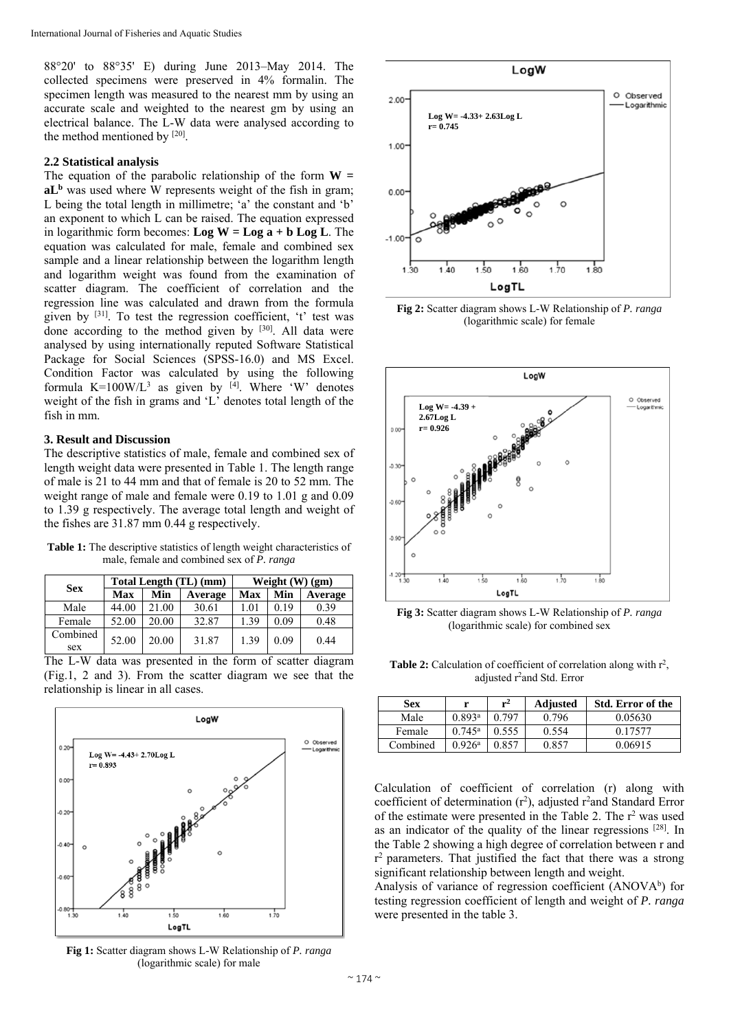88°20' to 88°35' E) during June 2013–May 2014. The collected specimens were preserved in 4% formalin. The specimen length was measured to the nearest mm by using an accurate scale and weighted to the nearest gm by using an electrical balance. The L-W data were analysed according to the method mentioned by [20].

### 2.2 Statistical analysis

The equation of the parabolic relationship of the form $\mathbf{W = aL^b}$ was used where W represents weight of the fish in gram; L being the total length in millimetre; 'a' the constant and 'b' an exponent to which L can be raised. The equation expressed in logarithmic form becomes: **Log W = Log a + b Log L**. The equation was calculated for male, female and combined sex sample and a linear relationship between the logarithm length and logarithm weight was found from the examination of scatter diagram. The coefficient of correlation and the regression line was calculated and drawn from the formula given by [31]. To test the regression coefficient, 't' test was done according to the method given by [30]. All data were analysed by using internationally reputed Software Statistical Package for Social Sciences (SPSS-16.0) and MS Excel. Condition Factor was calculated by using the following formula $K=100W/L^3$ as given by [4]. Where 'W' denotes weight of the fish in grams and 'L' denotes total length of the fish in mm.

## 3. Result and Discussion

The descriptive statistics of male, female and combined sex of length weight data were presented in Table 1. The length range of male is 21 to 44 mm and that of female is 20 to 52 mm. The weight range of male and female were 0.19 to 1.01 g and 0.09 to 1.39 g respectively. The average total length and weight of the fishes are 31.87 mm 0.44 g respectively.

**Table 1:** The descriptive statistics of length weight characteristics of male, female and combined sex of *P. ranga*

| Sex | Total Length (TL) (mm) | | | Weight (W) (gm) | | |
|---|---|---|---|---|---|---|
| | Max | Min | Average | Max | Min | Average |
| Male | 44.00 | 21.00 | 30.61 | 1.01 | 0.19 | 0.39 |
| Female | 52.00 | 20.00 | 32.87 | 1.39 | 0.09 | 0.48 |
| Combined sex | 52.00 | 20.00 | 31.87 | 1.39 | 0.09 | 0.44 |

The L-W data was presented in the form of scatter diagram (Fig.1, 2 and 3). From the scatter diagram we see that the relationship is linear in all cases.

LogW
Log W= -4.43+ 2.70Log L
r= 0.893
Observed
Logarithmic
LogTL

**Fig 1:** Scatter diagram shows L-W Relationship of *P. ranga* (logarithmic scale) for male

LogW
Log W= -4.33+ 2.63Log L
r= 0.745
Observed
Logarithmic
LogTL

**Fig 2:** Scatter diagram shows L-W Relationship of *P. ranga* (logarithmic scale) for female

LogW
Log W= -4.39 + 2.67Log L
r= 0.926
Observed
Logarithmic
LogTL

**Fig 3:** Scatter diagram shows L-W Relationship of *P. ranga* (logarithmic scale) for combined sex

**Table 2:** Calculation of coefficient of correlation along with $r^2$, adjusted $r^2$and Std. Error

| Sex | r | $r^2$ | Adjusted | Std. Error of the |
|---|---|---|---|---|
| Male | 0.893[a] | 0.797 | 0.796 | 0.05630 |
| Female | 0.745[a] | 0.555 | 0.554 | 0.17577 |
| Combined | 0.926[a] | 0.857 | 0.857 | 0.06915 |

Calculation of coefficient of correlation (r) along with coefficient of determination ($r^2$), adjusted $r^2$and Standard Error of the estimate were presented in the Table 2. The $r^2$ was used as an indicator of the quality of the linear regressions [28]. In the Table 2 showing a high degree of correlation between r and $r^2$ parameters. That justified the fact that there was a strong significant relationship between length and weight.

Analysis of variance of regression coefficient (ANOVA[b]) for testing regression coefficient of length and weight of *P. ranga* were presented in the table 3.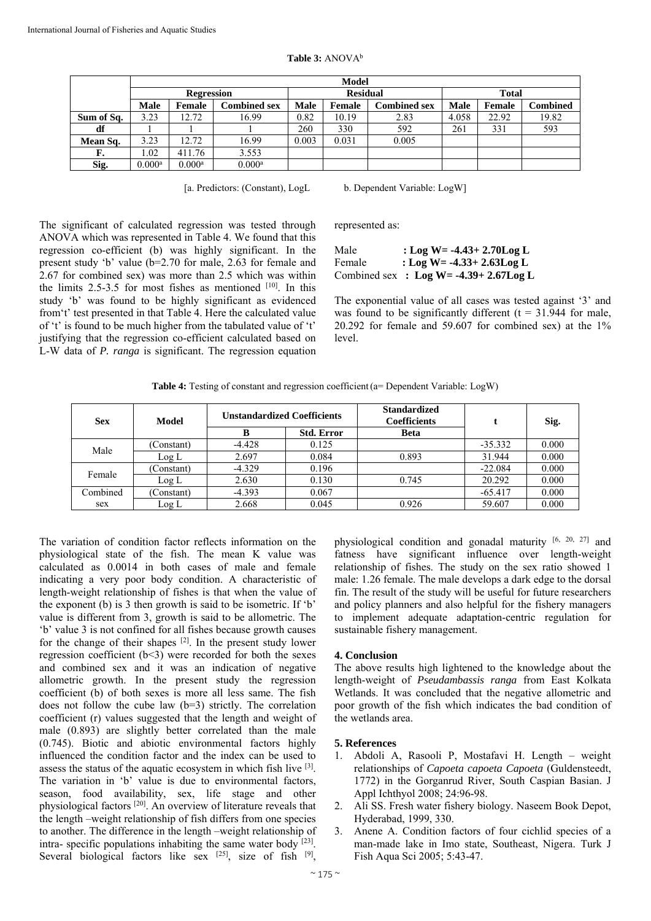**Table 3:** ANOVA[b]

| | Model | | | | | | | | |
|---|---|---|---|---|---|---|---|---|---|
| | Regression | | | Residual | | | Total | | |
| | Male | Female | Combined sex | Male | Female | Combined sex | Male | Female | Combined |
| **Sum of Sq.** | 3.23 | 12.72 | 16.99 | 0.82 | 10.19 | 2.83 | 4.058 | 22.92 | 19.82 |
| **df** | 1 | 1 | 1 | 260 | 330 | 592 | 261 | 331 | 593 |
| **Mean Sq.** | 3.23 | 12.72 | 16.99 | 0.003 | 0.031 | 0.005 | | | |
| **F.** | 1.02 | 411.76 | 3.553 | | | | | | |
| **Sig.** | 0.000[a] | 0.000[a] | 0.000[a] | | | | | | |

[a. Predictors: (Constant), LogL b. Dependent Variable: LogW]

The significant of calculated regression was tested through ANOVA which was represented in Table 4. We found that this regression co-efficient (b) was highly significant. In the present study 'b' value (b=2.70 for male, 2.63 for female and 2.67 for combined sex) was more than 2.5 which was within the limits 2.5-3.5 for most fishes as mentioned [10]. In this study 'b' was found to be highly significant as evidenced from't' test presented in that Table 4. Here the calculated value of 't' is found to be much higher from the tabulated value of 't' justifying that the regression co-efficient calculated based on L-W data of *P. ranga* is significant. The regression equation represented as:

Male **: Log W= -4.43+ 2.70Log L**
Female **: Log W= -4.33+ 2.63Log L**
Combined sex **: Log W= -4.39+ 2.67Log L**

The exponential value of all cases was tested against '3' and was found to be significantly different (t = 31.944 for male, 20.292 for female and 59.607 for combined sex) at the 1% level.

**Table 4:** Testing of constant and regression coefficient (a= Dependent Variable: LogW)

| Sex | Model | Unstandardized Coefficients | | Standardized Coefficients | t | Sig. |
|---|---|---|---|---|---|---|
| | | B | Std. Error | Beta | | |
| Male | (Constant) | -4.428 | 0.125 | | -35.332 | 0.000 |
| | Log L | 2.697 | 0.084 | 0.893 | 31.944 | 0.000 |
| Female | (Constant) | -4.329 | 0.196 | | -22.084 | 0.000 |
| | Log L | 2.630 | 0.130 | 0.745 | 20.292 | 0.000 |
| Combined sex | (Constant) | -4.393 | 0.067 | | -65.417 | 0.000 |
| | Log L | 2.668 | 0.045 | 0.926 | 59.607 | 0.000 |

The variation of condition factor reflects information on the physiological state of the fish. The mean K value was calculated as 0.0014 in both cases of male and female indicating a very poor body condition. A characteristic of length-weight relationship of fishes is that when the value of the exponent (b) is 3 then growth is said to be isometric. If 'b' value is different from 3, growth is said to be allometric. The 'b' value 3 is not confined for all fishes because growth causes for the change of their shapes [2]. In the present study lower regression coefficient (b<3) were recorded for both the sexes and combined sex and it was an indication of negative allometric growth. In the present study the regression coefficient (b) of both sexes is more all less same. The fish does not follow the cube law (b=3) strictly. The correlation coefficient (r) values suggested that the length and weight of male (0.893) are slightly better correlated than the male (0.745). Biotic and abiotic environmental factors highly influenced the condition factor and the index can be used to assess the status of the aquatic ecosystem in which fish live [3]. The variation in 'b' value is due to environmental factors, season, food availability, sex, life stage and other physiological factors [20]. An overview of literature reveals that the length –weight relationship of fish differs from one species to another. The difference in the length –weight relationship of intra- specific populations inhabiting the same water body [23]. Several biological factors like sex [25], size of fish [9], physiological condition and gonadal maturity [6, 20, 27] and fatness have significant influence over length-weight relationship of fishes. The study on the sex ratio showed 1 male: 1.26 female. The male develops a dark edge to the dorsal fin. The result of the study will be useful for future researchers and policy planners and also helpful for the fishery managers to implement adequate adaptation-centric regulation for sustainable fishery management.

## 4. Conclusion

The above results high lightened to the knowledge about the length-weight of *Pseudambassis ranga* from East Kolkata Wetlands. It was concluded that the negative allometric and poor growth of the fish which indicates the bad condition of the wetlands area.

## 5. References

1. Abdoli A, Rasooli P, Mostafavi H. Length – weight relationships of *Capoeta capoeta Capoeta* (Guldensteedt, 1772) in the Gorganrud River, South Caspian Basian. J Appl Ichthyol 2008; 24:96-98.
2. Ali SS. Fresh water fishery biology. Naseem Book Depot, Hyderabad, 1999, 330.
3. Anene A. Condition factors of four cichlid species of a man-made lake in Imo state, Southeast, Nigera. Turk J Fish Aqua Sci 2005; 5:43-47.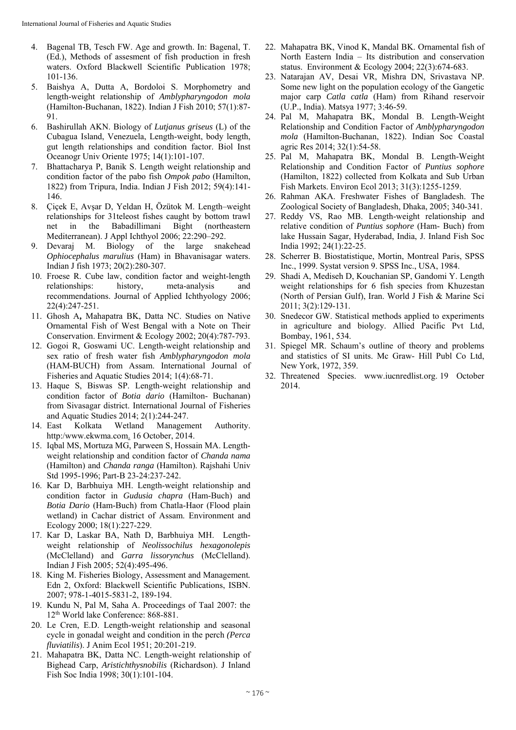4. Bagenal TB, Tesch FW. Age and growth. In: Bagenal, T. (Ed.), Methods of assesment of fish production in fresh waters. Oxford Blackwell Scientific Publication 1978; 101-136.
5. Baishya A, Dutta A, Bordoloi S. Morphometry and length-weight relationship of *Amblypharyngodon mola* (Hamilton-Buchanan, 1822). Indian J Fish 2010; 57(1):87-91.
6. Bashirullah AKN. Biology of *Lutjanus griseus* (L) of the Cubagua Island, Venezuela, Length-weight, body length, gut length relationships and condition factor. Biol Inst Oceanogr Univ Oriente 1975; 14(1):101-107.
7. Bhattacharya P, Banik S. Length weight relationship and condition factor of the pabo fish *Ompok pabo* (Hamilton, 1822) from Tripura, India. Indian J Fish 2012; 59(4):141-146.
8. Çiçek E, Avşar D, Yeldan H, Özütok M. Length–weight relationships for 31teleost fishes caught by bottom trawl net in the Babadillimani Bight (northeastern Mediterranean). J Appl Ichthyol 2006; 22:290–292.
9. Devaraj M. Biology of the large snakehead *Ophiocephalus marulius* (Ham) in Bhavanisagar waters. Indian J fish 1973; 20(2):280-307.
10. Froese R. Cube law, condition factor and weight-length relationships: history, meta-analysis and recommendations. Journal of Applied Ichthyology 2006; 22(4):247-251.
11. Ghosh A**,** Mahapatra BK, Datta NC. Studies on Native Ornamental Fish of West Bengal with a Note on Their Conservation. Envirment & Ecology 2002; 20(4):787-793.
12. Gogoi R, Goswami UC. Length-weight relationship and sex ratio of fresh water fish *Amblypharyngodon mola* (HAM-BUCH) from Assam. International Journal of Fisheries and Aquatic Studies 2014; 1(4):68-71.
13. Haque S, Biswas SP. Length-weight relationship and condition factor of *Botia dario* (Hamilton- Buchanan) from Sivasagar district. International Journal of Fisheries and Aquatic Studies 2014; 2(1):244-247.
14. East Kolkata Wetland Management Authority. http:/www.ekwma.com. 16 October, 2014.
15. Iqbal MS, Mortuza MG, Parween S, Hossain MA. Length-weight relationship and condition factor of *Chanda nama* (Hamilton) and *Chanda ranga* (Hamilton). Rajshahi Univ Std 1995-1996; Part-B 23-24:237-242.
16. Kar D, Barbhuiya MH. Length-weight relationship and condition factor in *Gudusia chapra* (Ham-Buch) and *Botia Dario* (Ham-Buch) from Chatla-Haor (Flood plain wetland) in Cachar district of Assam. Environment and Ecology 2000; 18(1):227-229.
17. Kar D, Laskar BA, Nath D, Barbhuiya MH. Length-weight relationship of *Neolissochilus hexagonolepis* (McClelland) and *Garra lissorynchus* (McClelland). Indian J Fish 2005; 52(4):495-496.
18. King M. Fisheries Biology, Assessment and Management*.* Edn 2, Oxford: Blackwell Scientific Publications, ISBN. 2007; 978-1-4015-5831-2, 189-194.
19. Kundu N, Pal M, Saha A. Proceedings of Taal 2007: the 12th World lake Conference: 868-881.
20. Le Cren, E.D. Length-weight relationship and seasonal cycle in gonadal weight and condition in the perch *(Perca fluviatilis*). J Anim Ecol 1951; 20:201-219.
21. Mahapatra BK, Datta NC. Length-weight relationship of Bighead Carp, *Aristichthysnobilis* (Richardson). J Inland Fish Soc India 1998; 30(1):101-104.
22. Mahapatra BK, Vinod K, Mandal BK. Ornamental fish of North Eastern India – Its distribution and conservation status. Environment & Ecology 2004; 22(3):674-683.
23. Natarajan AV, Desai VR, Mishra DN, Srivastava NP. Some new light on the population ecology of the Gangetic major carp *Catla catla* (Ham) from Rihand reservoir (U.P., India). Matsya 1977; 3:46-59.
24. Pal M, Mahapatra BK, Mondal B. Length-Weight Relationship and Condition Factor of *Amblypharyngodon mola* (Hamilton-Buchanan, 1822). Indian Soc Coastal agric Res 2014; 32(1):54-58.
25. Pal M, Mahapatra BK, Mondal B. Length-Weight Relationship and Condition Factor of *Puntius sophore* (Hamilton, 1822) collected from Kolkata and Sub Urban Fish Markets. Environ Ecol 2013; 31(3):1255-1259.
26. Rahman AKA. Freshwater Fishes of Bangladesh. The Zoological Society of Bangladesh, Dhaka, 2005; 340-341.
27. Reddy VS, Rao MB. Length-weight relationship and relative condition of *Puntius sophore* (Ham- Buch) from lake Hussain Sagar, Hyderabad, India, J. Inland Fish Soc India 1992; 24(1):22-25.
28. Scherrer B. Biostatistique, Mortin, Montreal Paris, SPSS Inc., 1999. Systat version 9. SPSS Inc., USA, 1984.
29. Shadi A, Mediseh D, Kouchanian SP, Gandomi Y. Length weight relationships for 6 fish species from Khuzestan (North of Persian Gulf), Iran. World J Fish & Marine Sci 2011; 3(2):129-131.
30. Snedecor GW. Statistical methods applied to experiments in agriculture and biology. Allied Pacific Pvt Ltd, Bombay, 1961, 534.
31. Spiegel MR. Schaum's outline of theory and problems and statistics of SI units. Mc Graw- Hill Publ Co Ltd, New York, 1972, 359.
32. Threatened Species. www.iucnredlist.org. 19 October 2014.